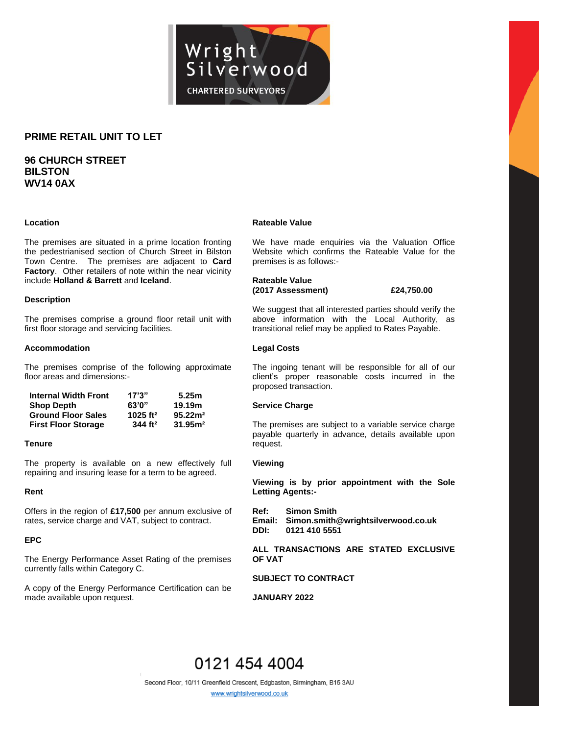Wright Silverwood

CHARTERED SURVEYORS

## PRIME RETAIL UNIT TO LET

## 96 CHURCH STREET
## BILSTON
## WV14 0AX

### Location

The premises are situated in a prime location fronting the pedestrianised section of Church Street in Bilston Town Centre. The premises are adjacent to **Card Factory**. Other retailers of note within the near vicinity include **Holland & Barrett** and **Iceland**.

### Description

The premises comprise a ground floor retail unit with first floor storage and servicing facilities.

### Accommodation

The premises comprise of the following approximate floor areas and dimensions:-

| | | |
|---|---|---|
| **Internal Width Front** | **17'3"** | **5.25m** |
| **Shop Depth** | **63'0"** | **19.19m** |
| **Ground Floor Sales** | **1025 ft²** | **95.22m²** |
| **First Floor Storage** | **344 ft²** | **31.95m²** |

### Tenure

The property is available on a new effectively full repairing and insuring lease for a term to be agreed.

### Rent

Offers in the region of **£17,500** per annum exclusive of rates, service charge and VAT, subject to contract.

### EPC

The Energy Performance Asset Rating of the premises currently falls within Category C.

A copy of the Energy Performance Certification can be made available upon request.

### Rateable Value

We have made enquiries via the Valuation Office Website which confirms the Rateable Value for the premises is as follows:-

**Rateable Value**
**(2017 Assessment)** **£24,750.00**

We suggest that all interested parties should verify the above information with the Local Authority, as transitional relief may be applied to Rates Payable.

### Legal Costs

The ingoing tenant will be responsible for all of our client's proper reasonable costs incurred in the proposed transaction.

### Service Charge

The premises are subject to a variable service charge payable quarterly in advance, details available upon request.

### Viewing

**Viewing is by prior appointment with the Sole Letting Agents:-**

**Ref:** **Simon Smith**
**Email:** **Simon.smith@wrightsilverwood.co.uk**
**DDI:** **0121 410 5551**

**ALL TRANSACTIONS ARE STATED EXCLUSIVE OF VAT**

**SUBJECT TO CONTRACT**

**JANUARY 2022**

0121 454 4004

Second Floor, 10/11 Greenfield Crescent, Edgbaston, Birmingham, B15 3AU

www.wrightsilverwood.co.uk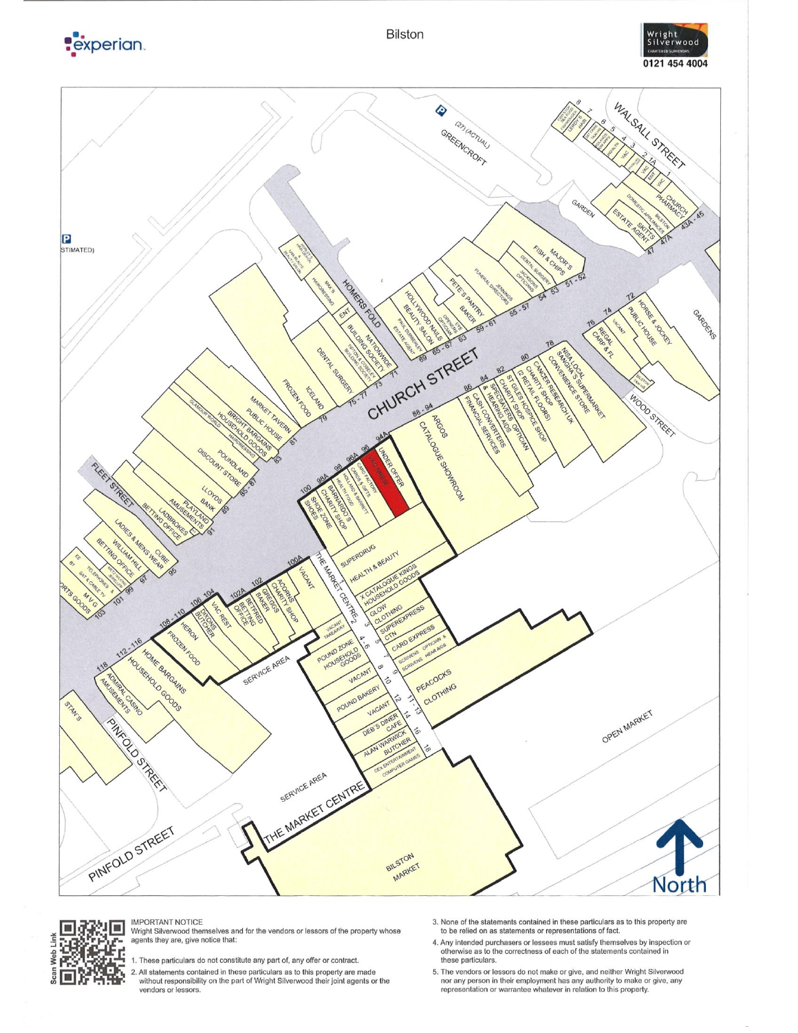experian.

# Bilston

Wright Silverwood
CHARTERED SURVEYORS
0121 454 4004

CHURCH STREET
WALSALL STREET
GREENCROFT
HOMERS FOLD
FLEET STREET
WOOD STREET
PINFOLD STREET
THE MARKET CENTRE
SERVICE AREA
OPEN MARKET
BILSTON MARKET
North

IMPORTANT NOTICE
Wright Silverwood themselves and for the vendors or lessors of the property whose agents they are, give notice that:

1. These particulars do not constitute any part of, any offer or contract.
2. All statements contained in these particulars as to this property are made without responsibility on the part of Wright Silverwood their joint agents or the vendors or lessors.
3. None of the statements contained in these particulars as to this property are to be relied on as statements or representations of fact.
4. Any intended purchasers or lessees must satisfy themselves by inspection or otherwise as to the correctness of each of the statements contained in these particulars.
5. The vendors or lessors do not make or give, and neither Wright Silverwood nor any person in their employment has any authority to make or give, any representation or warrantee whatever in relation to this property.

Scan Web Link